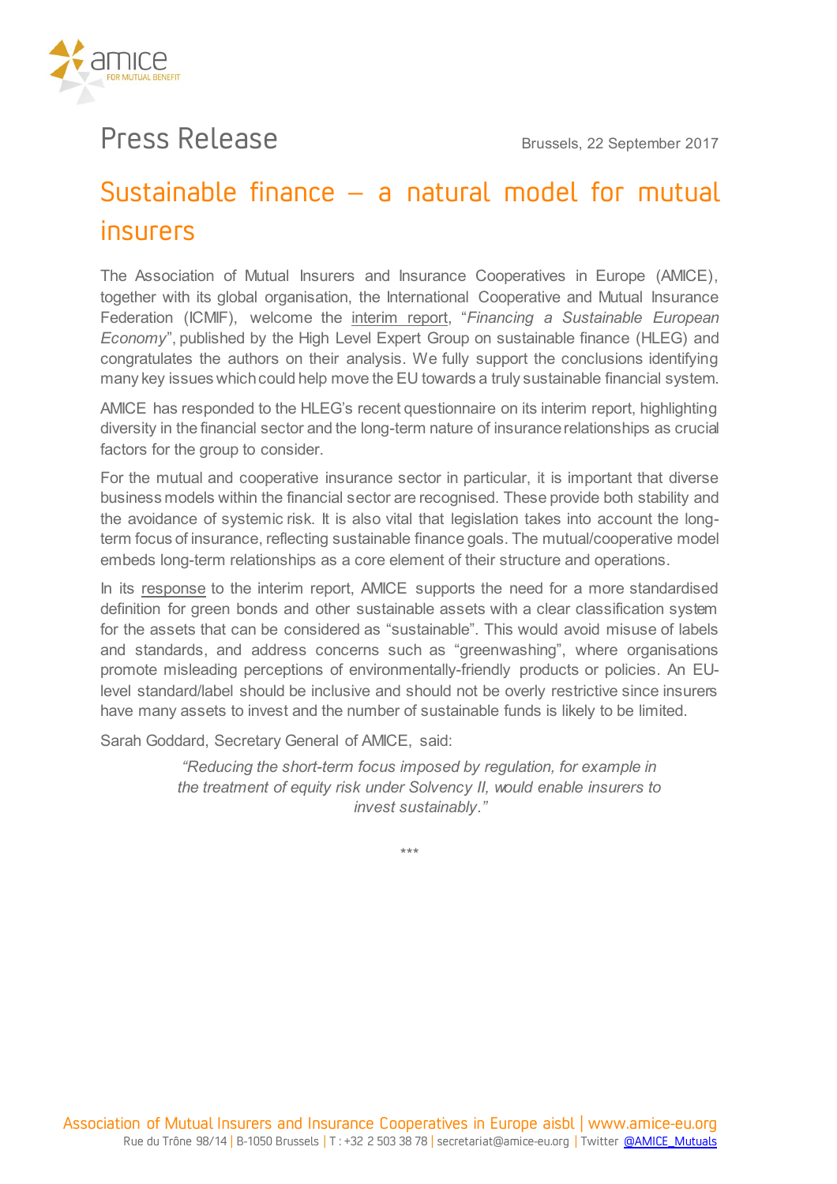# Press Release

Brussels, 22 September 2017

## Sustainable finance – a natural model for mutual insurers

The Association of Mutual Insurers and Insurance Cooperatives in Europe (AMICE), together with its global organisation, the International Cooperative and Mutual Insurance Federation (ICMIF), welcome the interim report, "*Financing a Sustainable European Economy*", published by the High Level Expert Group on sustainable finance (HLEG) and congratulates the authors on their analysis. We fully support the conclusions identifying many key issues which could help move the EU towards a truly sustainable financial system.

AMICE has responded to the HLEG's recent questionnaire on its interim report, highlighting diversity in the financial sector and the long-term nature of insurance relationships as crucial factors for the group to consider.

For the mutual and cooperative insurance sector in particular, it is important that diverse business models within the financial sector are recognised. These provide both stability and the avoidance of systemic risk. It is also vital that legislation takes into account the long-term focus of insurance, reflecting sustainable finance goals. The mutual/cooperative model embeds long-term relationships as a core element of their structure and operations.

In its response to the interim report, AMICE supports the need for a more standardised definition for green bonds and other sustainable assets with a clear classification system for the assets that can be considered as "sustainable". This would avoid misuse of labels and standards, and address concerns such as "greenwashing", where organisations promote misleading perceptions of environmentally-friendly products or policies. An EU-level standard/label should be inclusive and should not be overly restrictive since insurers have many assets to invest and the number of sustainable funds is likely to be limited.

Sarah Goddard, Secretary General of AMICE, said:

> *"Reducing the short-term focus imposed by regulation, for example in the treatment of equity risk under Solvency II, would enable insurers to invest sustainably."*

\*\*\*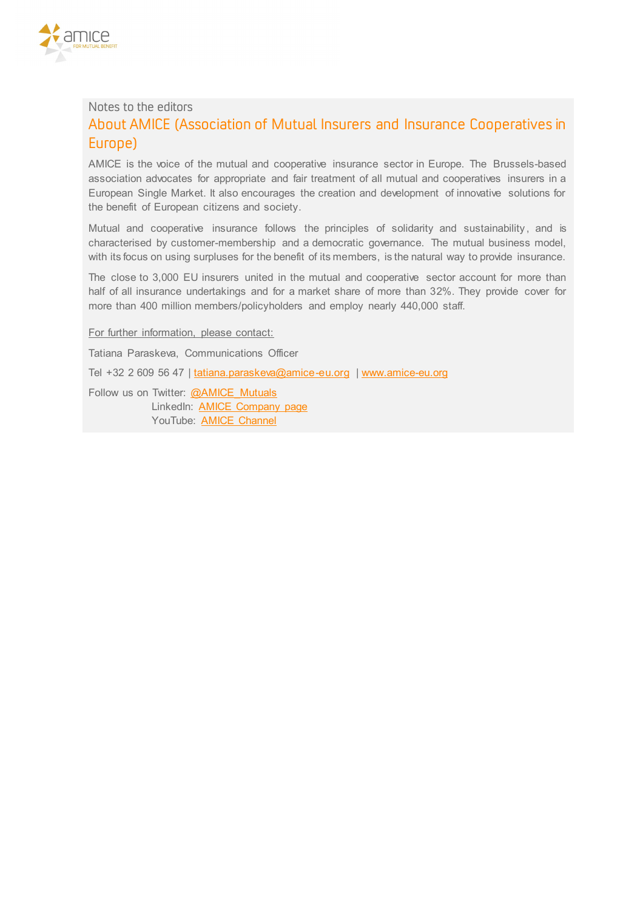Notes to the editors

## About AMICE (Association of Mutual Insurers and Insurance Cooperatives in Europe)

AMICE is the voice of the mutual and cooperative insurance sector in Europe. The Brussels-based association advocates for appropriate and fair treatment of all mutual and cooperatives insurers in a European Single Market. It also encourages the creation and development of innovative solutions for the benefit of European citizens and society.

Mutual and cooperative insurance follows the principles of solidarity and sustainability, and is characterised by customer-membership and a democratic governance. The mutual business model, with its focus on using surpluses for the benefit of its members, is the natural way to provide insurance.

The close to 3,000 EU insurers united in the mutual and cooperative sector account for more than half of all insurance undertakings and for a market share of more than 32%. They provide cover for more than 400 million members/policyholders and employ nearly 440,000 staff.

For further information, please contact:

Tatiana Paraskeva, Communications Officer

Tel +32 2 609 56 47 | tatiana.paraskeva@amice-eu.org | www.amice-eu.org

Follow us on Twitter: @AMICE_Mutuals
LinkedIn: AMICE Company page
YouTube: AMICE Channel